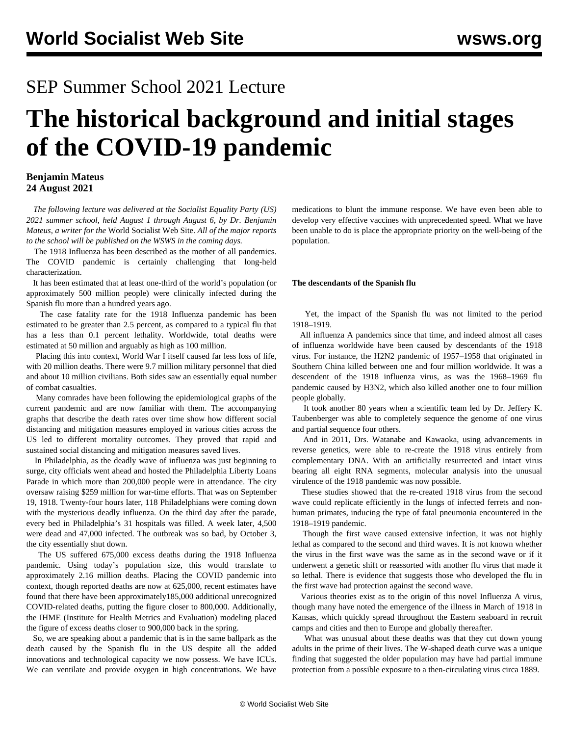SEP Summer School 2021 Lecture

# The historical background and initial stages of the COVID-19 pandemic

**Benjamin Mateus**
**24 August 2021**

*The following lecture was delivered at the Socialist Equality Party (US) 2021 summer school, held August 1 through August 6, by Dr. Benjamin Mateus, a writer for the* World Socialist Web Site. *All of the major reports to the school will be published on the WSWS in the coming days.*

The 1918 Influenza has been described as the mother of all pandemics. The COVID pandemic is certainly challenging that long-held characterization.

It has been estimated that at least one-third of the world's population (or approximately 500 million people) were clinically infected during the Spanish flu more than a hundred years ago.

The case fatality rate for the 1918 Influenza pandemic has been estimated to be greater than 2.5 percent, as compared to a typical flu that has a less than 0.1 percent lethality. Worldwide, total deaths were estimated at 50 million and arguably as high as 100 million.

Placing this into context, World War I itself caused far less loss of life, with 20 million deaths. There were 9.7 million military personnel that died and about 10 million civilians. Both sides saw an essentially equal number of combat casualties.

Many comrades have been following the epidemiological graphs of the current pandemic and are now familiar with them. The accompanying graphs that describe the death rates over time show how different social distancing and mitigation measures employed in various cities across the US led to different mortality outcomes. They proved that rapid and sustained social distancing and mitigation measures saved lives.

In Philadelphia, as the deadly wave of influenza was just beginning to surge, city officials went ahead and hosted the Philadelphia Liberty Loans Parade in which more than 200,000 people were in attendance. The city oversaw raising $259 million for war-time efforts. That was on September 19, 1918. Twenty-four hours later, 118 Philadelphians were coming down with the mysterious deadly influenza. On the third day after the parade, every bed in Philadelphia's 31 hospitals was filled. A week later, 4,500 were dead and 47,000 infected. The outbreak was so bad, by October 3, the city essentially shut down.

The US suffered 675,000 excess deaths during the 1918 Influenza pandemic. Using today's population size, this would translate to approximately 2.16 million deaths. Placing the COVID pandemic into context, though reported deaths are now at 625,000, recent estimates have found that there have been approximately185,000 additional unrecognized COVID-related deaths, putting the figure closer to 800,000. Additionally, the IHME (Institute for Health Metrics and Evaluation) modeling placed the figure of excess deaths closer to 900,000 back in the spring.

So, we are speaking about a pandemic that is in the same ballpark as the death caused by the Spanish flu in the US despite all the added innovations and technological capacity we now possess. We have ICUs. We can ventilate and provide oxygen in high concentrations. We have medications to blunt the immune response. We have even been able to develop very effective vaccines with unprecedented speed. What we have been unable to do is place the appropriate priority on the well-being of the population.

**The descendants of the Spanish flu**

Yet, the impact of the Spanish flu was not limited to the period 1918–1919.

All influenza A pandemics since that time, and indeed almost all cases of influenza worldwide have been caused by descendants of the 1918 virus. For instance, the H2N2 pandemic of 1957–1958 that originated in Southern China killed between one and four million worldwide. It was a descendent of the 1918 influenza virus, as was the 1968–1969 flu pandemic caused by H3N2, which also killed another one to four million people globally.

It took another 80 years when a scientific team led by Dr. Jeffery K. Taubenberger was able to completely sequence the genome of one virus and partial sequence four others.

And in 2011, Drs. Watanabe and Kawaoka, using advancements in reverse genetics, were able to re-create the 1918 virus entirely from complementary DNA. With an artificially resurrected and intact virus bearing all eight RNA segments, molecular analysis into the unusual virulence of the 1918 pandemic was now possible.

These studies showed that the re-created 1918 virus from the second wave could replicate efficiently in the lungs of infected ferrets and non-human primates, inducing the type of fatal pneumonia encountered in the 1918–1919 pandemic.

Though the first wave caused extensive infection, it was not highly lethal as compared to the second and third waves. It is not known whether the virus in the first wave was the same as in the second wave or if it underwent a genetic shift or reassorted with another flu virus that made it so lethal. There is evidence that suggests those who developed the flu in the first wave had protection against the second wave.

Various theories exist as to the origin of this novel Influenza A virus, though many have noted the emergence of the illness in March of 1918 in Kansas, which quickly spread throughout the Eastern seaboard in recruit camps and cities and then to Europe and globally thereafter.

What was unusual about these deaths was that they cut down young adults in the prime of their lives. The W-shaped death curve was a unique finding that suggested the older population may have had partial immune protection from a possible exposure to a then-circulating virus circa 1889.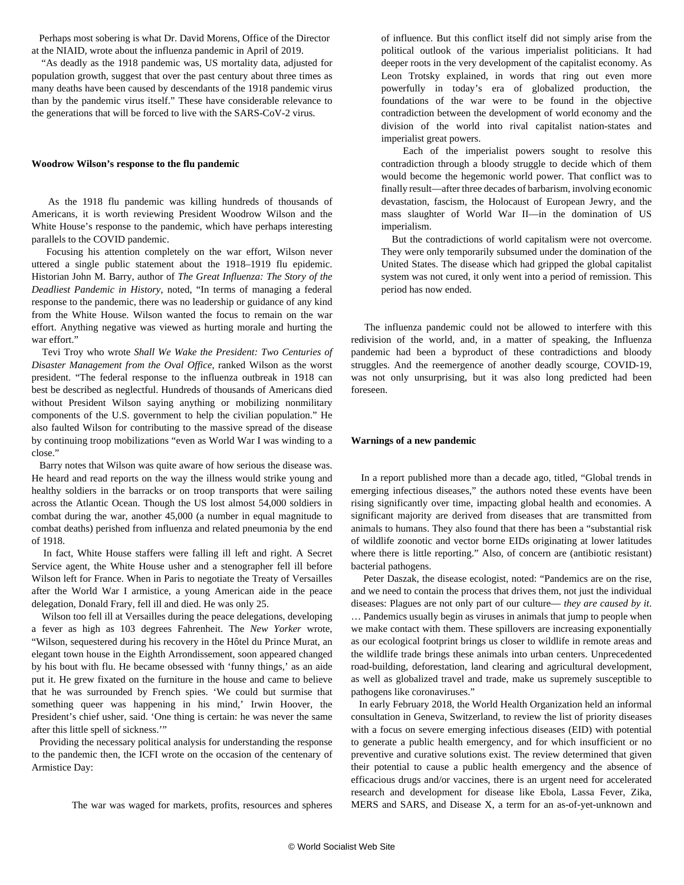Perhaps most sobering is what Dr. David Morens, Office of the Director at the NIAID, wrote about the influenza pandemic in April of 2019.

"As deadly as the 1918 pandemic was, US mortality data, adjusted for population growth, suggest that over the past century about three times as many deaths have been caused by descendants of the 1918 pandemic virus than by the pandemic virus itself." These have considerable relevance to the generations that will be forced to live with the SARS-CoV-2 virus.

**Woodrow Wilson's response to the flu pandemic**

As the 1918 flu pandemic was killing hundreds of thousands of Americans, it is worth reviewing President Woodrow Wilson and the White House's response to the pandemic, which have perhaps interesting parallels to the COVID pandemic.

Focusing his attention completely on the war effort, Wilson never uttered a single public statement about the 1918–1919 flu epidemic. Historian John M. Barry, author of *The Great Influenza: The Story of the Deadliest Pandemic in History,* noted, "In terms of managing a federal response to the pandemic, there was no leadership or guidance of any kind from the White House. Wilson wanted the focus to remain on the war effort. Anything negative was viewed as hurting morale and hurting the war effort."

Tevi Troy who wrote *Shall We Wake the President: Two Centuries of Disaster Management from the Oval Office*, ranked Wilson as the worst president. "The federal response to the influenza outbreak in 1918 can best be described as neglectful. Hundreds of thousands of Americans died without President Wilson saying anything or mobilizing nonmilitary components of the U.S. government to help the civilian population." He also faulted Wilson for contributing to the massive spread of the disease by continuing troop mobilizations "even as World War I was winding to a close."

Barry notes that Wilson was quite aware of how serious the disease was. He heard and read reports on the way the illness would strike young and healthy soldiers in the barracks or on troop transports that were sailing across the Atlantic Ocean. Though the US lost almost 54,000 soldiers in combat during the war, another 45,000 (a number in equal magnitude to combat deaths) perished from influenza and related pneumonia by the end of 1918.

In fact, White House staffers were falling ill left and right. A Secret Service agent, the White House usher and a stenographer fell ill before Wilson left for France. When in Paris to negotiate the Treaty of Versailles after the World War I armistice, a young American aide in the peace delegation, Donald Frary, fell ill and died. He was only 25.

Wilson too fell ill at Versailles during the peace delegations, developing a fever as high as 103 degrees Fahrenheit. The *New Yorker* wrote, "Wilson, sequestered during his recovery in the Hôtel du Prince Murat, an elegant town house in the Eighth Arrondissement, soon appeared changed by his bout with flu. He became obsessed with 'funny things,' as an aide put it. He grew fixated on the furniture in the house and came to believe that he was surrounded by French spies. 'We could but surmise that something queer was happening in his mind,' Irwin Hoover, the President's chief usher, said. 'One thing is certain: he was never the same after this little spell of sickness.'"

Providing the necessary political analysis for understanding the response to the pandemic then, the ICFI wrote on the occasion of the centenary of Armistice Day:

> The war was waged for markets, profits, resources and spheres of influence. But this conflict itself did not simply arise from the political outlook of the various imperialist politicians. It had deeper roots in the very development of the capitalist economy. As Leon Trotsky explained, in words that ring out even more powerfully in today's era of globalized production, the foundations of the war were to be found in the objective contradiction between the development of world economy and the division of the world into rival capitalist nation-states and imperialist great powers.
>
> Each of the imperialist powers sought to resolve this contradiction through a bloody struggle to decide which of them would become the hegemonic world power. That conflict was to finally result—after three decades of barbarism, involving economic devastation, fascism, the Holocaust of European Jewry, and the mass slaughter of World War II—in the domination of US imperialism.
>
> But the contradictions of world capitalism were not overcome. They were only temporarily subsumed under the domination of the United States. The disease which had gripped the global capitalist system was not cured, it only went into a period of remission. This period has now ended.

The influenza pandemic could not be allowed to interfere with this redivision of the world, and, in a matter of speaking, the Influenza pandemic had been a byproduct of these contradictions and bloody struggles. And the reemergence of another deadly scourge, COVID-19, was not only unsurprising, but it was also long predicted had been foreseen.

**Warnings of a new pandemic**

In a report published more than a decade ago, titled, "Global trends in emerging infectious diseases," the authors noted these events have been rising significantly over time, impacting global health and economies. A significant majority are derived from diseases that are transmitted from animals to humans. They also found that there has been a "substantial risk of wildlife zoonotic and vector borne EIDs originating at lower latitudes where there is little reporting." Also, of concern are (antibiotic resistant) bacterial pathogens.

Peter Daszak, the disease ecologist, noted: "Pandemics are on the rise, and we need to contain the process that drives them, not just the individual diseases: Plagues are not only part of our culture— *they are caused by it*. … Pandemics usually begin as viruses in animals that jump to people when we make contact with them. These spillovers are increasing exponentially as our ecological footprint brings us closer to wildlife in remote areas and the wildlife trade brings these animals into urban centers. Unprecedented road-building, deforestation, land clearing and agricultural development, as well as globalized travel and trade, make us supremely susceptible to pathogens like coronaviruses."

In early February 2018, the World Health Organization held an informal consultation in Geneva, Switzerland, to review the list of priority diseases with a focus on severe emerging infectious diseases (EID) with potential to generate a public health emergency, and for which insufficient or no preventive and curative solutions exist. The review determined that given their potential to cause a public health emergency and the absence of efficacious drugs and/or vaccines, there is an urgent need for accelerated research and development for disease like Ebola, Lassa Fever, Zika, MERS and SARS, and Disease X, a term for an as-of-yet-unknown and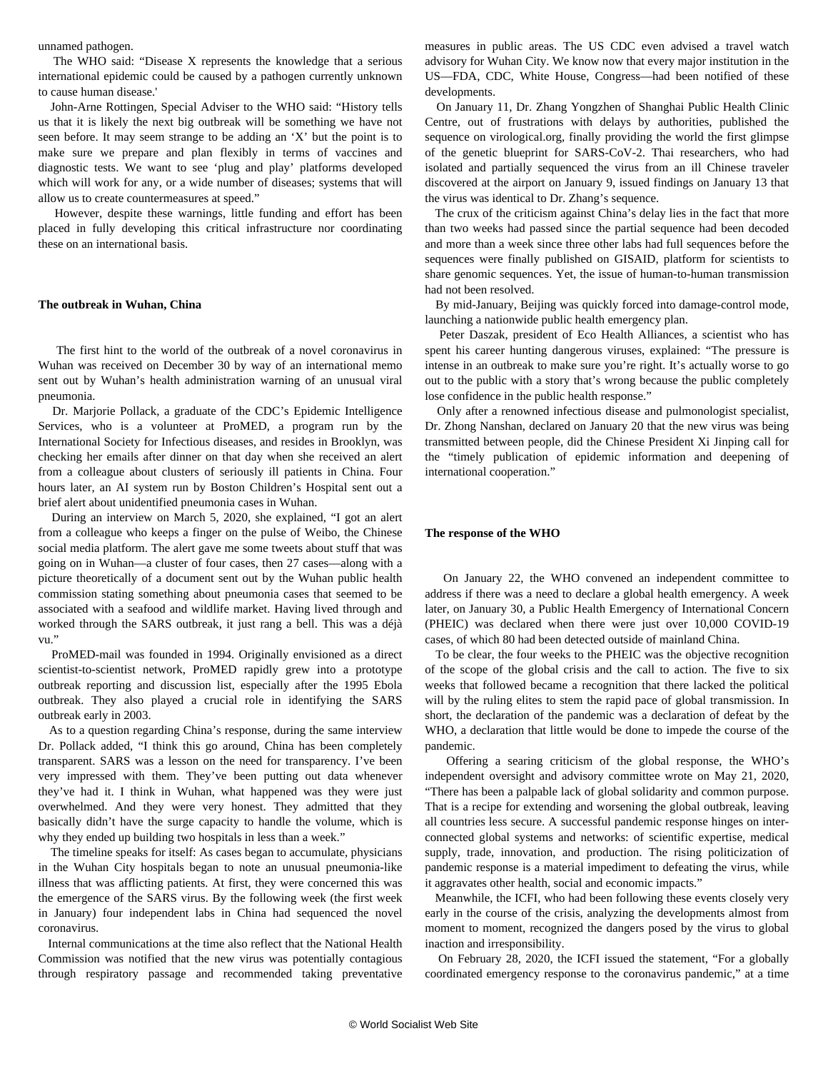unnamed pathogen.

The WHO said: "Disease X represents the knowledge that a serious international epidemic could be caused by a pathogen currently unknown to cause human disease.'

John-Arne Rottingen, Special Adviser to the WHO said: "History tells us that it is likely the next big outbreak will be something we have not seen before. It may seem strange to be adding an 'X' but the point is to make sure we prepare and plan flexibly in terms of vaccines and diagnostic tests. We want to see 'plug and play' platforms developed which will work for any, or a wide number of diseases; systems that will allow us to create countermeasures at speed."

However, despite these warnings, little funding and effort has been placed in fully developing this critical infrastructure nor coordinating these on an international basis.

**The outbreak in Wuhan, China**

The first hint to the world of the outbreak of a novel coronavirus in Wuhan was received on December 30 by way of an international memo sent out by Wuhan's health administration warning of an unusual viral pneumonia.

Dr. Marjorie Pollack, a graduate of the CDC's Epidemic Intelligence Services, who is a volunteer at ProMED, a program run by the International Society for Infectious diseases, and resides in Brooklyn, was checking her emails after dinner on that day when she received an alert from a colleague about clusters of seriously ill patients in China. Four hours later, an AI system run by Boston Children's Hospital sent out a brief alert about unidentified pneumonia cases in Wuhan.

During an interview on March 5, 2020, she explained, "I got an alert from a colleague who keeps a finger on the pulse of Weibo, the Chinese social media platform. The alert gave me some tweets about stuff that was going on in Wuhan—a cluster of four cases, then 27 cases—along with a picture theoretically of a document sent out by the Wuhan public health commission stating something about pneumonia cases that seemed to be associated with a seafood and wildlife market. Having lived through and worked through the SARS outbreak, it just rang a bell. This was a déjà vu."

ProMED-mail was founded in 1994. Originally envisioned as a direct scientist-to-scientist network, ProMED rapidly grew into a prototype outbreak reporting and discussion list, especially after the 1995 Ebola outbreak. They also played a crucial role in identifying the SARS outbreak early in 2003.

As to a question regarding China's response, during the same interview Dr. Pollack added, "I think this go around, China has been completely transparent. SARS was a lesson on the need for transparency. I've been very impressed with them. They've been putting out data whenever they've had it. I think in Wuhan, what happened was they were just overwhelmed. And they were very honest. They admitted that they basically didn't have the surge capacity to handle the volume, which is why they ended up building two hospitals in less than a week."

The timeline speaks for itself: As cases began to accumulate, physicians in the Wuhan City hospitals began to note an unusual pneumonia-like illness that was afflicting patients. At first, they were concerned this was the emergence of the SARS virus. By the following week (the first week in January) four independent labs in China had sequenced the novel coronavirus.

Internal communications at the time also reflect that the National Health Commission was notified that the new virus was potentially contagious through respiratory passage and recommended taking preventative measures in public areas. The US CDC even advised a travel watch advisory for Wuhan City. We know now that every major institution in the US—FDA, CDC, White House, Congress—had been notified of these developments.

On January 11, Dr. Zhang Yongzhen of Shanghai Public Health Clinic Centre, out of frustrations with delays by authorities, published the sequence on virological.org, finally providing the world the first glimpse of the genetic blueprint for SARS-CoV-2. Thai researchers, who had isolated and partially sequenced the virus from an ill Chinese traveler discovered at the airport on January 9, issued findings on January 13 that the virus was identical to Dr. Zhang's sequence.

The crux of the criticism against China's delay lies in the fact that more than two weeks had passed since the partial sequence had been decoded and more than a week since three other labs had full sequences before the sequences were finally published on GISAID, platform for scientists to share genomic sequences. Yet, the issue of human-to-human transmission had not been resolved.

By mid-January, Beijing was quickly forced into damage-control mode, launching a nationwide public health emergency plan.

Peter Daszak, president of Eco Health Alliances, a scientist who has spent his career hunting dangerous viruses, explained: "The pressure is intense in an outbreak to make sure you're right. It's actually worse to go out to the public with a story that's wrong because the public completely lose confidence in the public health response."

Only after a renowned infectious disease and pulmonologist specialist, Dr. Zhong Nanshan, declared on January 20 that the new virus was being transmitted between people, did the Chinese President Xi Jinping call for the "timely publication of epidemic information and deepening of international cooperation."

**The response of the WHO**

On January 22, the WHO convened an independent committee to address if there was a need to declare a global health emergency. A week later, on January 30, a Public Health Emergency of International Concern (PHEIC) was declared when there were just over 10,000 COVID-19 cases, of which 80 had been detected outside of mainland China.

To be clear, the four weeks to the PHEIC was the objective recognition of the scope of the global crisis and the call to action. The five to six weeks that followed became a recognition that there lacked the political will by the ruling elites to stem the rapid pace of global transmission. In short, the declaration of the pandemic was a declaration of defeat by the WHO, a declaration that little would be done to impede the course of the pandemic.

Offering a searing criticism of the global response, the WHO's independent oversight and advisory committee wrote on May 21, 2020, "There has been a palpable lack of global solidarity and common purpose. That is a recipe for extending and worsening the global outbreak, leaving all countries less secure. A successful pandemic response hinges on inter-connected global systems and networks: of scientific expertise, medical supply, trade, innovation, and production. The rising politicization of pandemic response is a material impediment to defeating the virus, while it aggravates other health, social and economic impacts."

Meanwhile, the ICFI, who had been following these events closely very early in the course of the crisis, analyzing the developments almost from moment to moment, recognized the dangers posed by the virus to global inaction and irresponsibility.

On February 28, 2020, the ICFI issued the statement, "For a globally coordinated emergency response to the coronavirus pandemic," at a time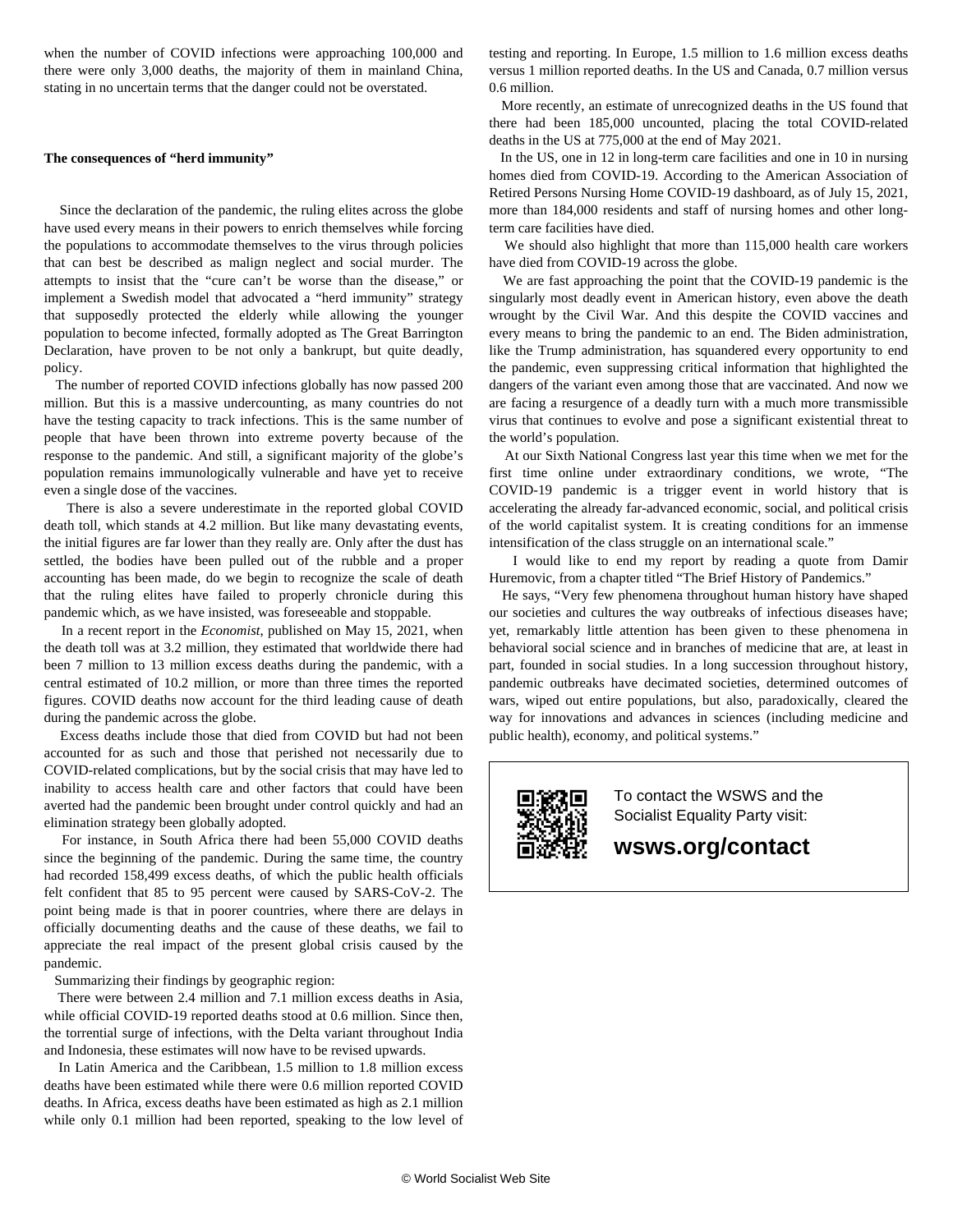when the number of COVID infections were approaching 100,000 and there were only 3,000 deaths, the majority of them in mainland China, stating in no uncertain terms that the danger could not be overstated.

**The consequences of "herd immunity"**

Since the declaration of the pandemic, the ruling elites across the globe have used every means in their powers to enrich themselves while forcing the populations to accommodate themselves to the virus through policies that can best be described as malign neglect and social murder. The attempts to insist that the "cure can't be worse than the disease," or implement a Swedish model that advocated a "herd immunity" strategy that supposedly protected the elderly while allowing the younger population to become infected, formally adopted as The Great Barrington Declaration, have proven to be not only a bankrupt, but quite deadly, policy.

The number of reported COVID infections globally has now passed 200 million. But this is a massive undercounting, as many countries do not have the testing capacity to track infections. This is the same number of people that have been thrown into extreme poverty because of the response to the pandemic. And still, a significant majority of the globe's population remains immunologically vulnerable and have yet to receive even a single dose of the vaccines.

There is also a severe underestimate in the reported global COVID death toll, which stands at 4.2 million. But like many devastating events, the initial figures are far lower than they really are. Only after the dust has settled, the bodies have been pulled out of the rubble and a proper accounting has been made, do we begin to recognize the scale of death that the ruling elites have failed to properly chronicle during this pandemic which, as we have insisted, was foreseeable and stoppable.

In a recent report in the *Economist*, published on May 15, 2021, when the death toll was at 3.2 million, they estimated that worldwide there had been 7 million to 13 million excess deaths during the pandemic, with a central estimated of 10.2 million, or more than three times the reported figures. COVID deaths now account for the third leading cause of death during the pandemic across the globe.

Excess deaths include those that died from COVID but had not been accounted for as such and those that perished not necessarily due to COVID-related complications, but by the social crisis that may have led to inability to access health care and other factors that could have been averted had the pandemic been brought under control quickly and had an elimination strategy been globally adopted.

For instance, in South Africa there had been 55,000 COVID deaths since the beginning of the pandemic. During the same time, the country had recorded 158,499 excess deaths, of which the public health officials felt confident that 85 to 95 percent were caused by SARS-CoV-2. The point being made is that in poorer countries, where there are delays in officially documenting deaths and the cause of these deaths, we fail to appreciate the real impact of the present global crisis caused by the pandemic.

Summarizing their findings by geographic region:

There were between 2.4 million and 7.1 million excess deaths in Asia, while official COVID-19 reported deaths stood at 0.6 million. Since then, the torrential surge of infections, with the Delta variant throughout India and Indonesia, these estimates will now have to be revised upwards.

In Latin America and the Caribbean, 1.5 million to 1.8 million excess deaths have been estimated while there were 0.6 million reported COVID deaths. In Africa, excess deaths have been estimated as high as 2.1 million while only 0.1 million had been reported, speaking to the low level of testing and reporting. In Europe, 1.5 million to 1.6 million excess deaths versus 1 million reported deaths. In the US and Canada, 0.7 million versus 0.6 million.

More recently, an estimate of unrecognized deaths in the US found that there had been 185,000 uncounted, placing the total COVID-related deaths in the US at 775,000 at the end of May 2021.

In the US, one in 12 in long-term care facilities and one in 10 in nursing homes died from COVID-19. According to the American Association of Retired Persons Nursing Home COVID-19 dashboard, as of July 15, 2021, more than 184,000 residents and staff of nursing homes and other long-term care facilities have died.

We should also highlight that more than 115,000 health care workers have died from COVID-19 across the globe.

We are fast approaching the point that the COVID-19 pandemic is the singularly most deadly event in American history, even above the death wrought by the Civil War. And this despite the COVID vaccines and every means to bring the pandemic to an end. The Biden administration, like the Trump administration, has squandered every opportunity to end the pandemic, even suppressing critical information that highlighted the dangers of the variant even among those that are vaccinated. And now we are facing a resurgence of a deadly turn with a much more transmissible virus that continues to evolve and pose a significant existential threat to the world's population.

At our Sixth National Congress last year this time when we met for the first time online under extraordinary conditions, we wrote, "The COVID-19 pandemic is a trigger event in world history that is accelerating the already far-advanced economic, social, and political crisis of the world capitalist system. It is creating conditions for an immense intensification of the class struggle on an international scale."

I would like to end my report by reading a quote from Damir Huremovic, from a chapter titled "The Brief History of Pandemics."

He says, "Very few phenomena throughout human history have shaped our societies and cultures the way outbreaks of infectious diseases have; yet, remarkably little attention has been given to these phenomena in behavioral social science and in branches of medicine that are, at least in part, founded in social studies. In a long succession throughout history, pandemic outbreaks have decimated societies, determined outcomes of wars, wiped out entire populations, but also, paradoxically, cleared the way for innovations and advances in sciences (including medicine and public health), economy, and political systems."

To contact the WSWS and the Socialist Equality Party visit:

**wsws.org/contact**